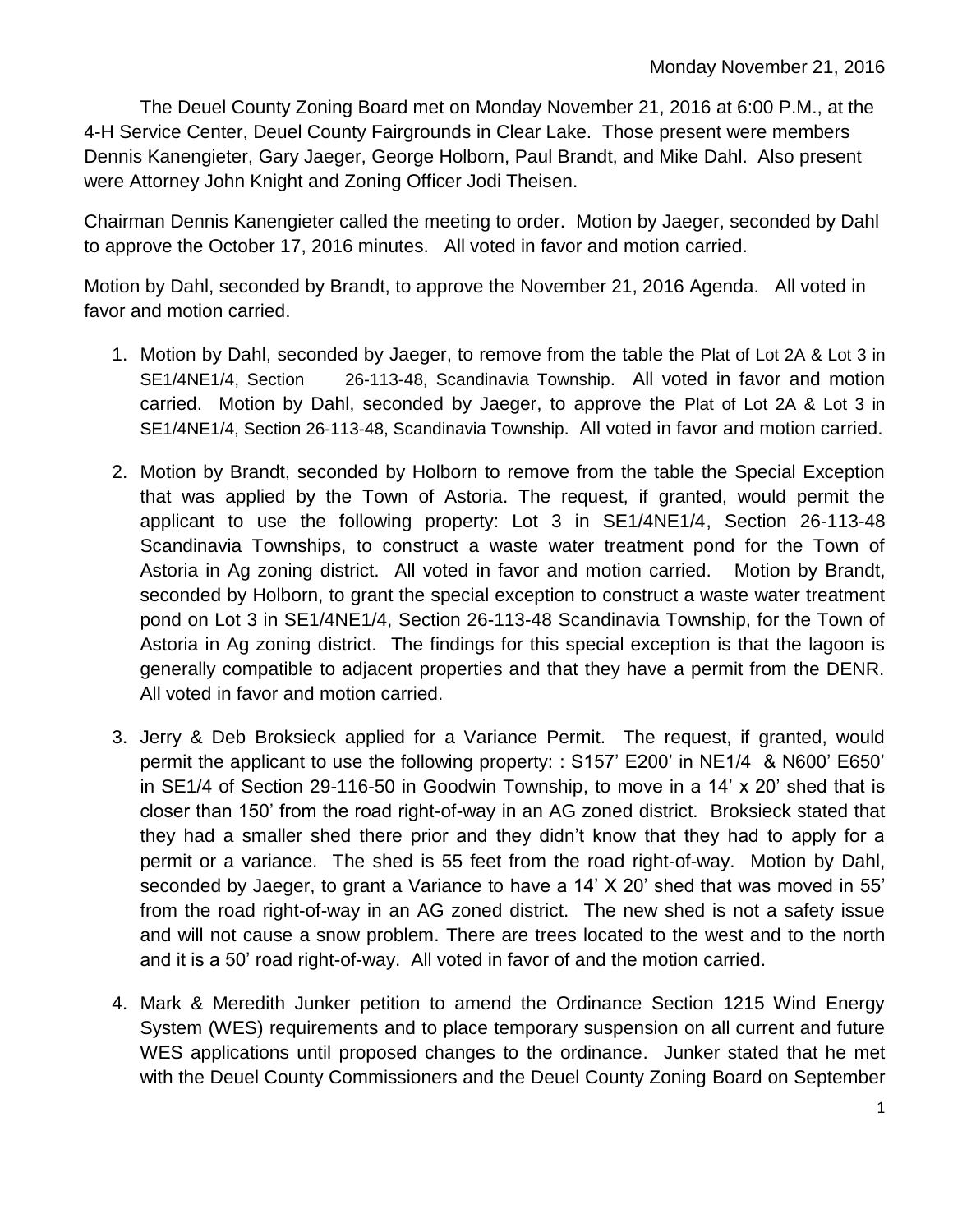Monday November 21, 2016

The Deuel County Zoning Board met on Monday November 21, 2016 at 6:00 P.M., at the 4-H Service Center, Deuel County Fairgrounds in Clear Lake. Those present were members Dennis Kanengieter, Gary Jaeger, George Holborn, Paul Brandt, and Mike Dahl. Also present were Attorney John Knight and Zoning Officer Jodi Theisen.

Chairman Dennis Kanengieter called the meeting to order. Motion by Jaeger, seconded by Dahl to approve the October 17, 2016 minutes. All voted in favor and motion carried.

Motion by Dahl, seconded by Brandt, to approve the November 21, 2016 Agenda. All voted in favor and motion carried.

1. Motion by Dahl, seconded by Jaeger, to remove from the table the Plat of Lot 2A & Lot 3 in SE1/4NE1/4, Section 26-113-48, Scandinavia Township. All voted in favor and motion carried. Motion by Dahl, seconded by Jaeger, to approve the Plat of Lot 2A & Lot 3 in SE1/4NE1/4, Section 26-113-48, Scandinavia Township. All voted in favor and motion carried.

2. Motion by Brandt, seconded by Holborn to remove from the table the Special Exception that was applied by the Town of Astoria. The request, if granted, would permit the applicant to use the following property: Lot 3 in SE1/4NE1/4, Section 26-113-48 Scandinavia Townships, to construct a waste water treatment pond for the Town of Astoria in Ag zoning district. All voted in favor and motion carried. Motion by Brandt, seconded by Holborn, to grant the special exception to construct a waste water treatment pond on Lot 3 in SE1/4NE1/4, Section 26-113-48 Scandinavia Township, for the Town of Astoria in Ag zoning district. The findings for this special exception is that the lagoon is generally compatible to adjacent properties and that they have a permit from the DENR. All voted in favor and motion carried.

3. Jerry & Deb Broksieck applied for a Variance Permit. The request, if granted, would permit the applicant to use the following property: : S157' E200' in NE1/4 & N600' E650' in SE1/4 of Section 29-116-50 in Goodwin Township, to move in a 14' x 20' shed that is closer than 150' from the road right-of-way in an AG zoned district. Broksieck stated that they had a smaller shed there prior and they didn't know that they had to apply for a permit or a variance. The shed is 55 feet from the road right-of-way. Motion by Dahl, seconded by Jaeger, to grant a Variance to have a 14' X 20' shed that was moved in 55' from the road right-of-way in an AG zoned district. The new shed is not a safety issue and will not cause a snow problem. There are trees located to the west and to the north and it is a 50' road right-of-way. All voted in favor of and the motion carried.

4. Mark & Meredith Junker petition to amend the Ordinance Section 1215 Wind Energy System (WES) requirements and to place temporary suspension on all current and future WES applications until proposed changes to the ordinance. Junker stated that he met with the Deuel County Commissioners and the Deuel County Zoning Board on September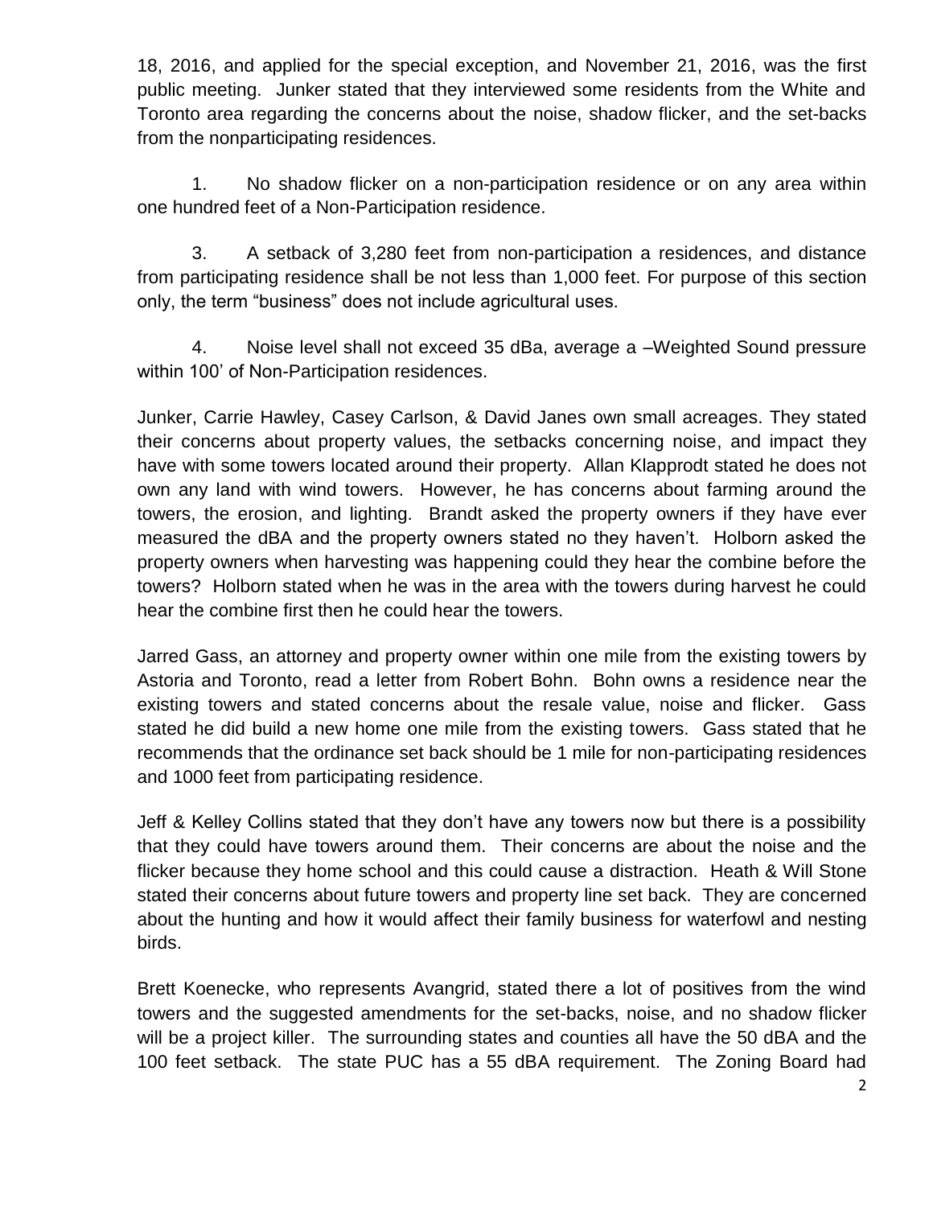18, 2016, and applied for the special exception, and November 21, 2016, was the first public meeting. Junker stated that they interviewed some residents from the White and Toronto area regarding the concerns about the noise, shadow flicker, and the set-backs from the nonparticipating residences.

1. No shadow flicker on a non-participation residence or on any area within one hundred feet of a Non-Participation residence.

3. A setback of 3,280 feet from non-participation a residences, and distance from participating residence shall be not less than 1,000 feet. For purpose of this section only, the term "business" does not include agricultural uses.

4. Noise level shall not exceed 35 dBa, average a –Weighted Sound pressure within 100' of Non-Participation residences.

Junker, Carrie Hawley, Casey Carlson, & David Janes own small acreages. They stated their concerns about property values, the setbacks concerning noise, and impact they have with some towers located around their property. Allan Klapprodt stated he does not own any land with wind towers. However, he has concerns about farming around the towers, the erosion, and lighting. Brandt asked the property owners if they have ever measured the dBA and the property owners stated no they haven't. Holborn asked the property owners when harvesting was happening could they hear the combine before the towers? Holborn stated when he was in the area with the towers during harvest he could hear the combine first then he could hear the towers.

Jarred Gass, an attorney and property owner within one mile from the existing towers by Astoria and Toronto, read a letter from Robert Bohn. Bohn owns a residence near the existing towers and stated concerns about the resale value, noise and flicker. Gass stated he did build a new home one mile from the existing towers. Gass stated that he recommends that the ordinance set back should be 1 mile for non-participating residences and 1000 feet from participating residence.

Jeff & Kelley Collins stated that they don't have any towers now but there is a possibility that they could have towers around them. Their concerns are about the noise and the flicker because they home school and this could cause a distraction. Heath & Will Stone stated their concerns about future towers and property line set back. They are concerned about the hunting and how it would affect their family business for waterfowl and nesting birds.

Brett Koenecke, who represents Avangrid, stated there a lot of positives from the wind towers and the suggested amendments for the set-backs, noise, and no shadow flicker will be a project killer. The surrounding states and counties all have the 50 dBA and the 100 feet setback. The state PUC has a 55 dBA requirement. The Zoning Board had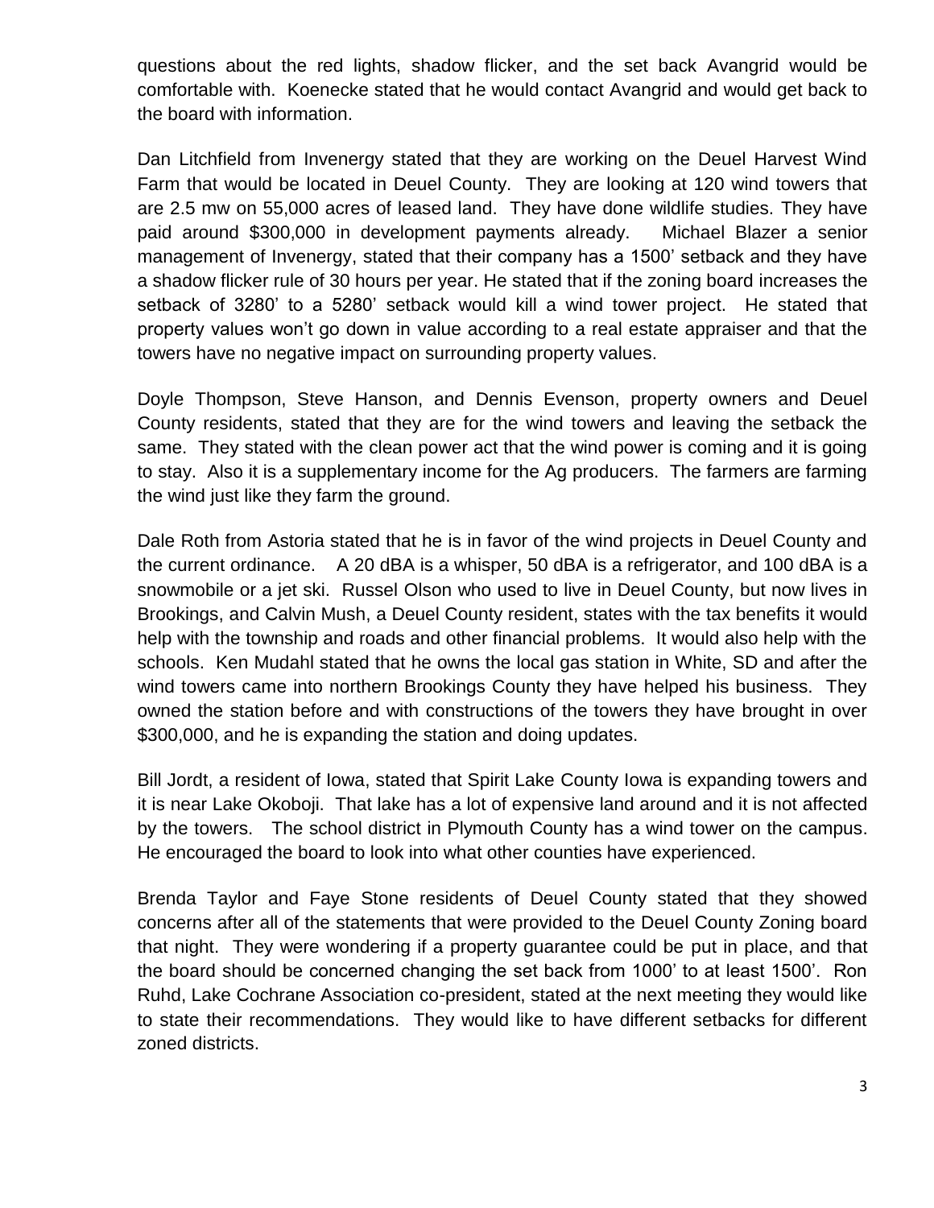questions about the red lights, shadow flicker, and the set back Avangrid would be comfortable with. Koenecke stated that he would contact Avangrid and would get back to the board with information.

Dan Litchfield from Invenergy stated that they are working on the Deuel Harvest Wind Farm that would be located in Deuel County. They are looking at 120 wind towers that are 2.5 mw on 55,000 acres of leased land. They have done wildlife studies. They have paid around $300,000 in development payments already. Michael Blazer a senior management of Invenergy, stated that their company has a 1500' setback and they have a shadow flicker rule of 30 hours per year. He stated that if the zoning board increases the setback of 3280' to a 5280' setback would kill a wind tower project. He stated that property values won't go down in value according to a real estate appraiser and that the towers have no negative impact on surrounding property values.

Doyle Thompson, Steve Hanson, and Dennis Evenson, property owners and Deuel County residents, stated that they are for the wind towers and leaving the setback the same. They stated with the clean power act that the wind power is coming and it is going to stay. Also it is a supplementary income for the Ag producers. The farmers are farming the wind just like they farm the ground.

Dale Roth from Astoria stated that he is in favor of the wind projects in Deuel County and the current ordinance. A 20 dBA is a whisper, 50 dBA is a refrigerator, and 100 dBA is a snowmobile or a jet ski. Russel Olson who used to live in Deuel County, but now lives in Brookings, and Calvin Mush, a Deuel County resident, states with the tax benefits it would help with the township and roads and other financial problems. It would also help with the schools. Ken Mudahl stated that he owns the local gas station in White, SD and after the wind towers came into northern Brookings County they have helped his business. They owned the station before and with constructions of the towers they have brought in over $300,000, and he is expanding the station and doing updates.

Bill Jordt, a resident of Iowa, stated that Spirit Lake County Iowa is expanding towers and it is near Lake Okoboji. That lake has a lot of expensive land around and it is not affected by the towers. The school district in Plymouth County has a wind tower on the campus. He encouraged the board to look into what other counties have experienced.

Brenda Taylor and Faye Stone residents of Deuel County stated that they showed concerns after all of the statements that were provided to the Deuel County Zoning board that night. They were wondering if a property guarantee could be put in place, and that the board should be concerned changing the set back from 1000' to at least 1500'. Ron Ruhd, Lake Cochrane Association co-president, stated at the next meeting they would like to state their recommendations. They would like to have different setbacks for different zoned districts.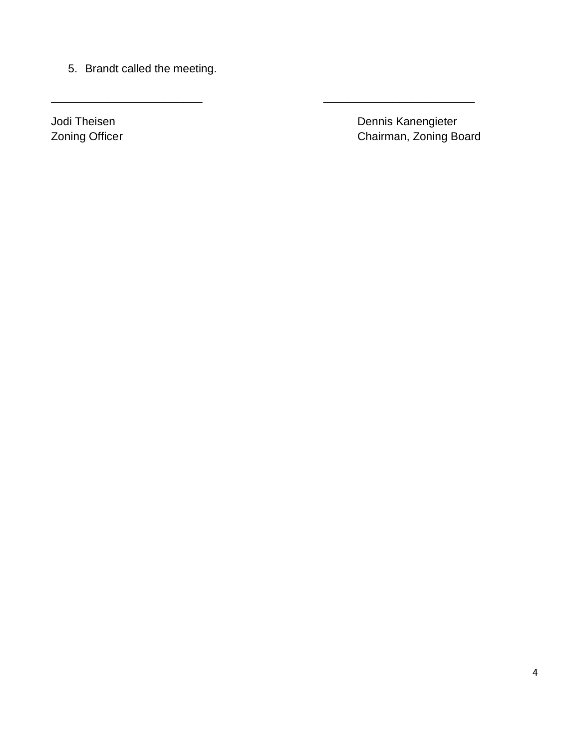5. Brandt called the meeting.

________________________ ________________________

Jodi Theisen
Zoning Officer

Dennis Kanengieter
Chairman, Zoning Board